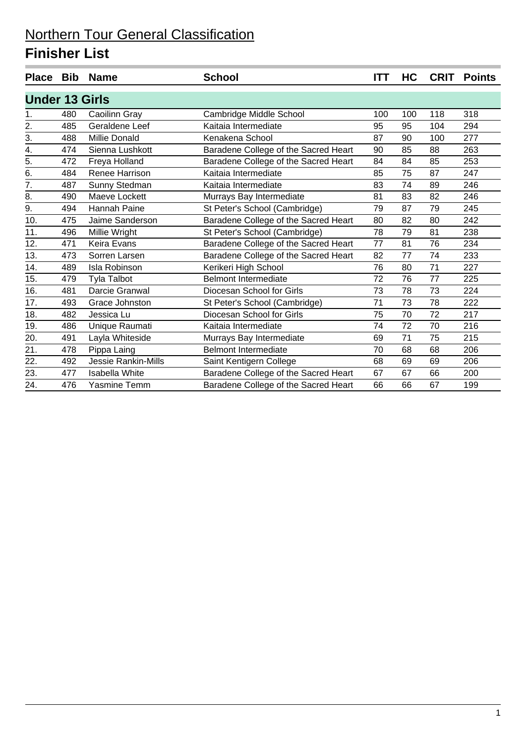# Northern Tour General Classification

## Finisher List

| Place | Bib | Name | School | ITT | HC | CRIT | Points |
|---|---|---|---|---|---|---|---|
| **Under 13 Girls** | | | | | | | |
| 1. | 480 | Caoilinn Gray | Cambridge Middle School | 100 | 100 | 118 | 318 |
| 2. | 485 | Geraldene Leef | Kaitaia Intermediate | 95 | 95 | 104 | 294 |
| 3. | 488 | Millie Donald | Kenakena School | 87 | 90 | 100 | 277 |
| 4. | 474 | Sienna Lushkott | Baradene College of the Sacred Heart | 90 | 85 | 88 | 263 |
| 5. | 472 | Freya Holland | Baradene College of the Sacred Heart | 84 | 84 | 85 | 253 |
| 6. | 484 | Renee Harrison | Kaitaia Intermediate | 85 | 75 | 87 | 247 |
| 7. | 487 | Sunny Stedman | Kaitaia Intermediate | 83 | 74 | 89 | 246 |
| 8. | 490 | Maeve Lockett | Murrays Bay Intermediate | 81 | 83 | 82 | 246 |
| 9. | 494 | Hannah Paine | St Peter's School (Cambridge) | 79 | 87 | 79 | 245 |
| 10. | 475 | Jaime Sanderson | Baradene College of the Sacred Heart | 80 | 82 | 80 | 242 |
| 11. | 496 | Millie Wright | St Peter's School (Cambridge) | 78 | 79 | 81 | 238 |
| 12. | 471 | Keira Evans | Baradene College of the Sacred Heart | 77 | 81 | 76 | 234 |
| 13. | 473 | Sorren Larsen | Baradene College of the Sacred Heart | 82 | 77 | 74 | 233 |
| 14. | 489 | Isla Robinson | Kerikeri High School | 76 | 80 | 71 | 227 |
| 15. | 479 | Tyla Talbot | Belmont Intermediate | 72 | 76 | 77 | 225 |
| 16. | 481 | Darcie Granwal | Diocesan School for Girls | 73 | 78 | 73 | 224 |
| 17. | 493 | Grace Johnston | St Peter's School (Cambridge) | 71 | 73 | 78 | 222 |
| 18. | 482 | Jessica Lu | Diocesan School for Girls | 75 | 70 | 72 | 217 |
| 19. | 486 | Unique Raumati | Kaitaia Intermediate | 74 | 72 | 70 | 216 |
| 20. | 491 | Layla Whiteside | Murrays Bay Intermediate | 69 | 71 | 75 | 215 |
| 21. | 478 | Pippa Laing | Belmont Intermediate | 70 | 68 | 68 | 206 |
| 22. | 492 | Jessie Rankin-Mills | Saint Kentigern College | 68 | 69 | 69 | 206 |
| 23. | 477 | Isabella White | Baradene College of the Sacred Heart | 67 | 67 | 66 | 200 |
| 24. | 476 | Yasmine Temm | Baradene College of the Sacred Heart | 66 | 66 | 67 | 199 |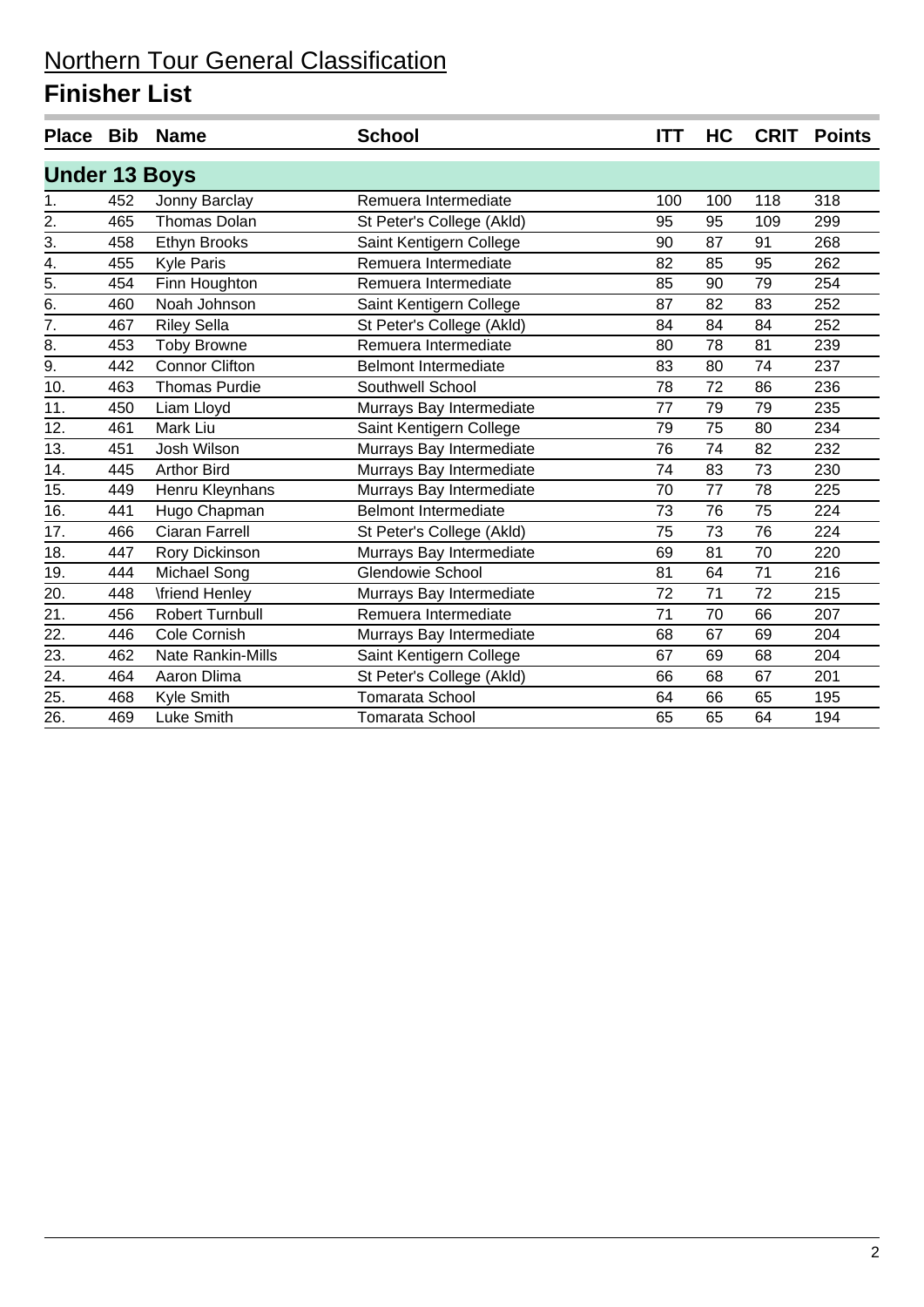# Northern Tour General Classification

## Finisher List

### Under 13 Boys

| Place | Bib | Name | School | ITT | HC | CRIT | Points |
|---|---|---|---|---|---|---|---|
| 1. | 452 | Jonny Barclay | Remuera Intermediate | 100 | 100 | 118 | 318 |
| 2. | 465 | Thomas Dolan | St Peter's College (Akld) | 95 | 95 | 109 | 299 |
| 3. | 458 | Ethyn Brooks | Saint Kentigern College | 90 | 87 | 91 | 268 |
| 4. | 455 | Kyle Paris | Remuera Intermediate | 82 | 85 | 95 | 262 |
| 5. | 454 | Finn Houghton | Remuera Intermediate | 85 | 90 | 79 | 254 |
| 6. | 460 | Noah Johnson | Saint Kentigern College | 87 | 82 | 83 | 252 |
| 7. | 467 | Riley Sella | St Peter's College (Akld) | 84 | 84 | 84 | 252 |
| 8. | 453 | Toby Browne | Remuera Intermediate | 80 | 78 | 81 | 239 |
| 9. | 442 | Connor Clifton | Belmont Intermediate | 83 | 80 | 74 | 237 |
| 10. | 463 | Thomas Purdie | Southwell School | 78 | 72 | 86 | 236 |
| 11. | 450 | Liam Lloyd | Murrays Bay Intermediate | 77 | 79 | 79 | 235 |
| 12. | 461 | Mark Liu | Saint Kentigern College | 79 | 75 | 80 | 234 |
| 13. | 451 | Josh Wilson | Murrays Bay Intermediate | 76 | 74 | 82 | 232 |
| 14. | 445 | Arthor Bird | Murrays Bay Intermediate | 74 | 83 | 73 | 230 |
| 15. | 449 | Henru Kleynhans | Murrays Bay Intermediate | 70 | 77 | 78 | 225 |
| 16. | 441 | Hugo Chapman | Belmont Intermediate | 73 | 76 | 75 | 224 |
| 17. | 466 | Ciaran Farrell | St Peter's College (Akld) | 75 | 73 | 76 | 224 |
| 18. | 447 | Rory Dickinson | Murrays Bay Intermediate | 69 | 81 | 70 | 220 |
| 19. | 444 | Michael Song | Glendowie School | 81 | 64 | 71 | 216 |
| 20. | 448 | \friend Henley | Murrays Bay Intermediate | 72 | 71 | 72 | 215 |
| 21. | 456 | Robert Turnbull | Remuera Intermediate | 71 | 70 | 66 | 207 |
| 22. | 446 | Cole Cornish | Murrays Bay Intermediate | 68 | 67 | 69 | 204 |
| 23. | 462 | Nate Rankin-Mills | Saint Kentigern College | 67 | 69 | 68 | 204 |
| 24. | 464 | Aaron Dlima | St Peter's College (Akld) | 66 | 68 | 67 | 201 |
| 25. | 468 | Kyle Smith | Tomarata School | 64 | 66 | 65 | 195 |
| 26. | 469 | Luke Smith | Tomarata School | 65 | 65 | 64 | 194 |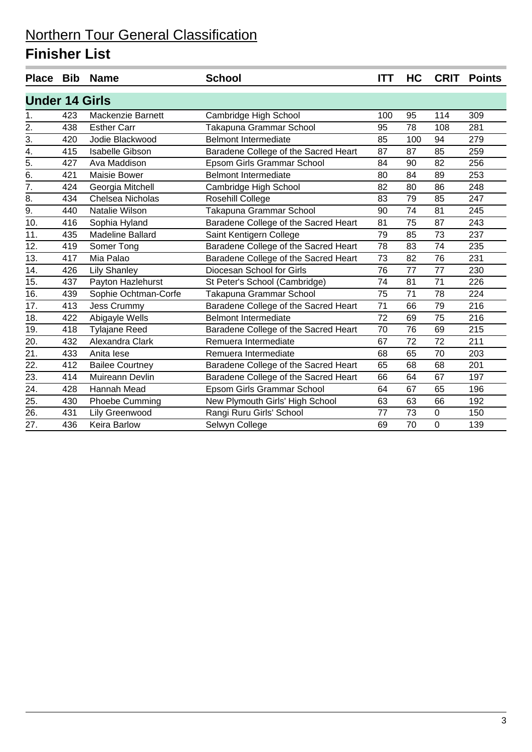# Northern Tour General Classification

## Finisher List

| Place | Bib | Name | School | ITT | HC | CRIT | Points |
|---|---|---|---|---|---|---|---|
| **Under 14 Girls** | | | | | | | |
| 1. | 423 | Mackenzie Barnett | Cambridge High School | 100 | 95 | 114 | 309 |
| 2. | 438 | Esther Carr | Takapuna Grammar School | 95 | 78 | 108 | 281 |
| 3. | 420 | Jodie Blackwood | Belmont Intermediate | 85 | 100 | 94 | 279 |
| 4. | 415 | Isabelle Gibson | Baradene College of the Sacred Heart | 87 | 87 | 85 | 259 |
| 5. | 427 | Ava Maddison | Epsom Girls Grammar School | 84 | 90 | 82 | 256 |
| 6. | 421 | Maisie Bower | Belmont Intermediate | 80 | 84 | 89 | 253 |
| 7. | 424 | Georgia Mitchell | Cambridge High School | 82 | 80 | 86 | 248 |
| 8. | 434 | Chelsea Nicholas | Rosehill College | 83 | 79 | 85 | 247 |
| 9. | 440 | Natalie Wilson | Takapuna Grammar School | 90 | 74 | 81 | 245 |
| 10. | 416 | Sophia Hyland | Baradene College of the Sacred Heart | 81 | 75 | 87 | 243 |
| 11. | 435 | Madeline Ballard | Saint Kentigern College | 79 | 85 | 73 | 237 |
| 12. | 419 | Somer Tong | Baradene College of the Sacred Heart | 78 | 83 | 74 | 235 |
| 13. | 417 | Mia Palao | Baradene College of the Sacred Heart | 73 | 82 | 76 | 231 |
| 14. | 426 | Lily Shanley | Diocesan School for Girls | 76 | 77 | 77 | 230 |
| 15. | 437 | Payton Hazlehurst | St Peter's School (Cambridge) | 74 | 81 | 71 | 226 |
| 16. | 439 | Sophie Ochtman-Corfe | Takapuna Grammar School | 75 | 71 | 78 | 224 |
| 17. | 413 | Jess Crummy | Baradene College of the Sacred Heart | 71 | 66 | 79 | 216 |
| 18. | 422 | Abigayle Wells | Belmont Intermediate | 72 | 69 | 75 | 216 |
| 19. | 418 | Tylajane Reed | Baradene College of the Sacred Heart | 70 | 76 | 69 | 215 |
| 20. | 432 | Alexandra Clark | Remuera Intermediate | 67 | 72 | 72 | 211 |
| 21. | 433 | Anita Iese | Remuera Intermediate | 68 | 65 | 70 | 203 |
| 22. | 412 | Bailee Courtney | Baradene College of the Sacred Heart | 65 | 68 | 68 | 201 |
| 23. | 414 | Muireann Devlin | Baradene College of the Sacred Heart | 66 | 64 | 67 | 197 |
| 24. | 428 | Hannah Mead | Epsom Girls Grammar School | 64 | 67 | 65 | 196 |
| 25. | 430 | Phoebe Cumming | New Plymouth Girls' High School | 63 | 63 | 66 | 192 |
| 26. | 431 | Lily Greenwood | Rangi Ruru Girls' School | 77 | 73 | 0 | 150 |
| 27. | 436 | Keira Barlow | Selwyn College | 69 | 70 | 0 | 139 |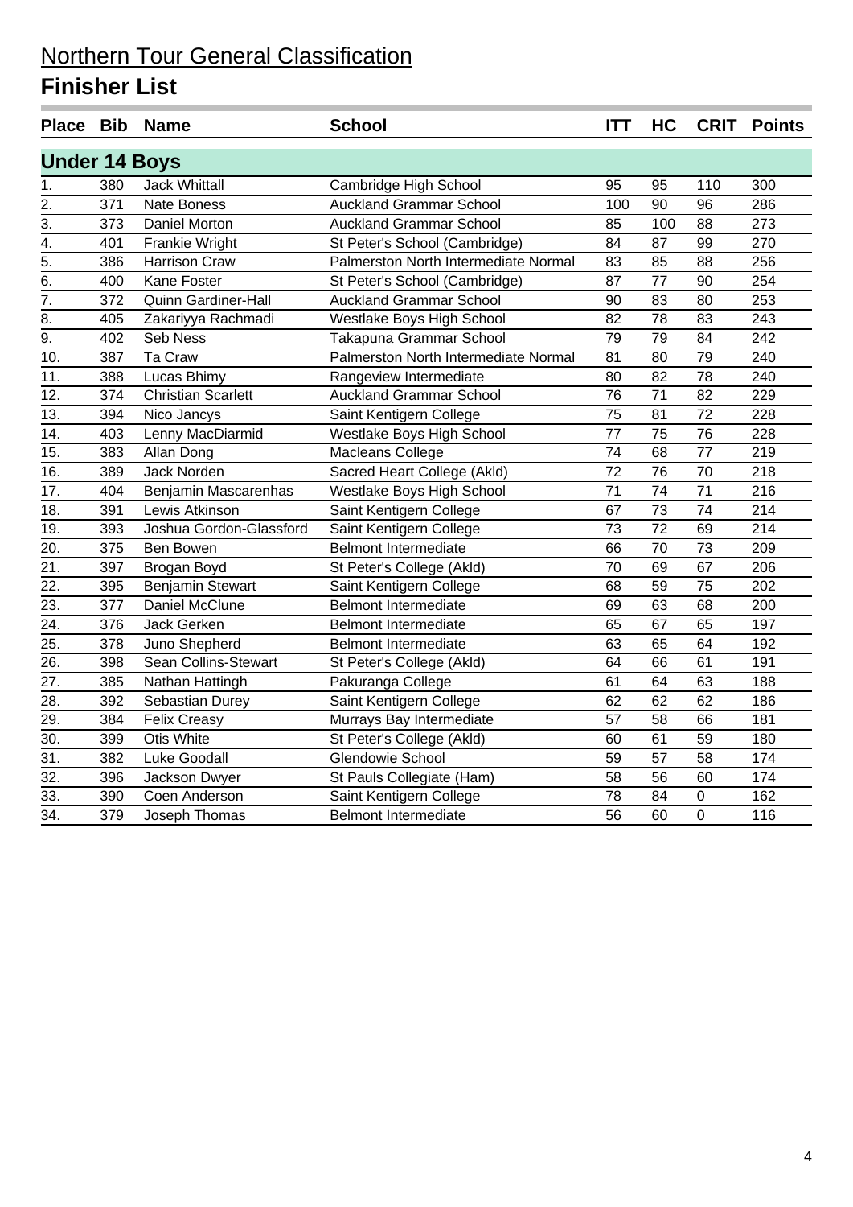# Northern Tour General Classification

## Finisher List

| Place | Bib | Name | School | ITT | HC | CRIT | Points |
|---|---|---|---|---|---|---|---|
| **Under 14 Boys** | | | | | | | |
| 1. | 380 | Jack Whittall | Cambridge High School | 95 | 95 | 110 | 300 |
| 2. | 371 | Nate Boness | Auckland Grammar School | 100 | 90 | 96 | 286 |
| 3. | 373 | Daniel Morton | Auckland Grammar School | 85 | 100 | 88 | 273 |
| 4. | 401 | Frankie Wright | St Peter's School (Cambridge) | 84 | 87 | 99 | 270 |
| 5. | 386 | Harrison Craw | Palmerston North Intermediate Normal | 83 | 85 | 88 | 256 |
| 6. | 400 | Kane Foster | St Peter's School (Cambridge) | 87 | 77 | 90 | 254 |
| 7. | 372 | Quinn Gardiner-Hall | Auckland Grammar School | 90 | 83 | 80 | 253 |
| 8. | 405 | Zakariyya Rachmadi | Westlake Boys High School | 82 | 78 | 83 | 243 |
| 9. | 402 | Seb Ness | Takapuna Grammar School | 79 | 79 | 84 | 242 |
| 10. | 387 | Ta Craw | Palmerston North Intermediate Normal | 81 | 80 | 79 | 240 |
| 11. | 388 | Lucas Bhimy | Rangeview Intermediate | 80 | 82 | 78 | 240 |
| 12. | 374 | Christian Scarlett | Auckland Grammar School | 76 | 71 | 82 | 229 |
| 13. | 394 | Nico Jancys | Saint Kentigern College | 75 | 81 | 72 | 228 |
| 14. | 403 | Lenny MacDiarmid | Westlake Boys High School | 77 | 75 | 76 | 228 |
| 15. | 383 | Allan Dong | Macleans College | 74 | 68 | 77 | 219 |
| 16. | 389 | Jack Norden | Sacred Heart College (Akld) | 72 | 76 | 70 | 218 |
| 17. | 404 | Benjamin Mascarenhas | Westlake Boys High School | 71 | 74 | 71 | 216 |
| 18. | 391 | Lewis Atkinson | Saint Kentigern College | 67 | 73 | 74 | 214 |
| 19. | 393 | Joshua Gordon-Glassford | Saint Kentigern College | 73 | 72 | 69 | 214 |
| 20. | 375 | Ben Bowen | Belmont Intermediate | 66 | 70 | 73 | 209 |
| 21. | 397 | Brogan Boyd | St Peter's College (Akld) | 70 | 69 | 67 | 206 |
| 22. | 395 | Benjamin Stewart | Saint Kentigern College | 68 | 59 | 75 | 202 |
| 23. | 377 | Daniel McClune | Belmont Intermediate | 69 | 63 | 68 | 200 |
| 24. | 376 | Jack Gerken | Belmont Intermediate | 65 | 67 | 65 | 197 |
| 25. | 378 | Juno Shepherd | Belmont Intermediate | 63 | 65 | 64 | 192 |
| 26. | 398 | Sean Collins-Stewart | St Peter's College (Akld) | 64 | 66 | 61 | 191 |
| 27. | 385 | Nathan Hattingh | Pakuranga College | 61 | 64 | 63 | 188 |
| 28. | 392 | Sebastian Durey | Saint Kentigern College | 62 | 62 | 62 | 186 |
| 29. | 384 | Felix Creasy | Murrays Bay Intermediate | 57 | 58 | 66 | 181 |
| 30. | 399 | Otis White | St Peter's College (Akld) | 60 | 61 | 59 | 180 |
| 31. | 382 | Luke Goodall | Glendowie School | 59 | 57 | 58 | 174 |
| 32. | 396 | Jackson Dwyer | St Pauls Collegiate (Ham) | 58 | 56 | 60 | 174 |
| 33. | 390 | Coen Anderson | Saint Kentigern College | 78 | 84 | 0 | 162 |
| 34. | 379 | Joseph Thomas | Belmont Intermediate | 56 | 60 | 0 | 116 |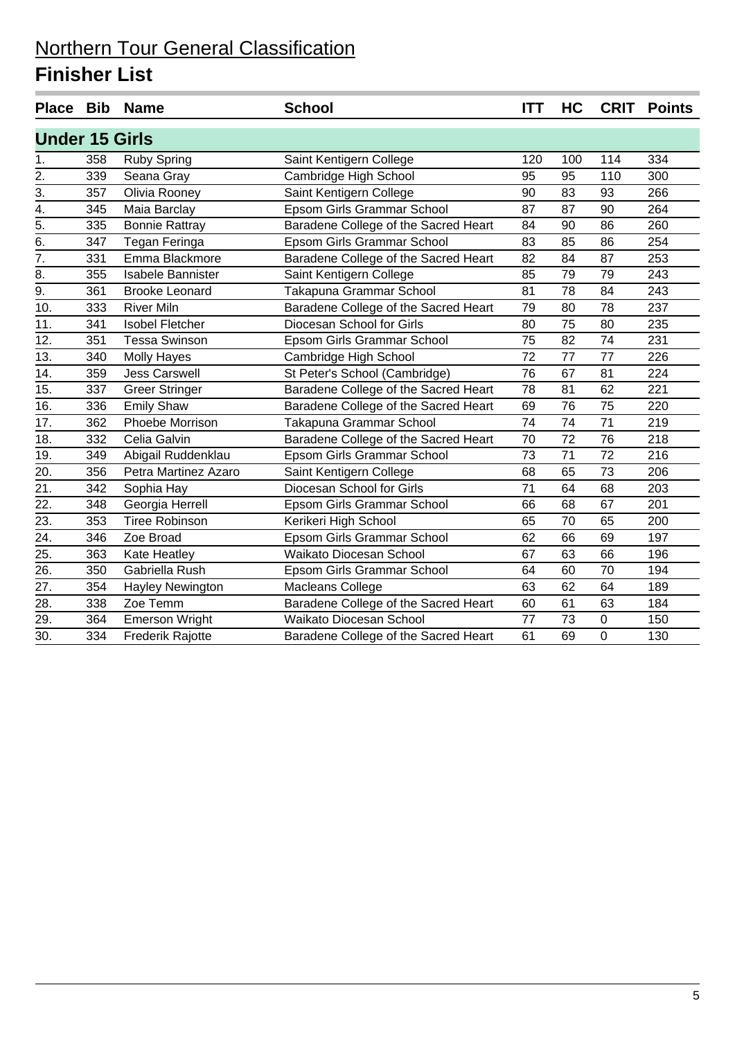# Northern Tour General Classification

## Finisher List

| Place | Bib | Name | School | ITT | HC | CRIT | Points |
|---|---|---|---|---|---|---|---|
| **Under 15 Girls** | | | | | | | |
| 1. | 358 | Ruby Spring | Saint Kentigern College | 120 | 100 | 114 | 334 |
| 2. | 339 | Seana Gray | Cambridge High School | 95 | 95 | 110 | 300 |
| 3. | 357 | Olivia Rooney | Saint Kentigern College | 90 | 83 | 93 | 266 |
| 4. | 345 | Maia Barclay | Epsom Girls Grammar School | 87 | 87 | 90 | 264 |
| 5. | 335 | Bonnie Rattray | Baradene College of the Sacred Heart | 84 | 90 | 86 | 260 |
| 6. | 347 | Tegan Feringa | Epsom Girls Grammar School | 83 | 85 | 86 | 254 |
| 7. | 331 | Emma Blackmore | Baradene College of the Sacred Heart | 82 | 84 | 87 | 253 |
| 8. | 355 | Isabele Bannister | Saint Kentigern College | 85 | 79 | 79 | 243 |
| 9. | 361 | Brooke Leonard | Takapuna Grammar School | 81 | 78 | 84 | 243 |
| 10. | 333 | River Miln | Baradene College of the Sacred Heart | 79 | 80 | 78 | 237 |
| 11. | 341 | Isobel Fletcher | Diocesan School for Girls | 80 | 75 | 80 | 235 |
| 12. | 351 | Tessa Swinson | Epsom Girls Grammar School | 75 | 82 | 74 | 231 |
| 13. | 340 | Molly Hayes | Cambridge High School | 72 | 77 | 77 | 226 |
| 14. | 359 | Jess Carswell | St Peter's School (Cambridge) | 76 | 67 | 81 | 224 |
| 15. | 337 | Greer Stringer | Baradene College of the Sacred Heart | 78 | 81 | 62 | 221 |
| 16. | 336 | Emily Shaw | Baradene College of the Sacred Heart | 69 | 76 | 75 | 220 |
| 17. | 362 | Phoebe Morrison | Takapuna Grammar School | 74 | 74 | 71 | 219 |
| 18. | 332 | Celia Galvin | Baradene College of the Sacred Heart | 70 | 72 | 76 | 218 |
| 19. | 349 | Abigail Ruddenklau | Epsom Girls Grammar School | 73 | 71 | 72 | 216 |
| 20. | 356 | Petra Martinez Azaro | Saint Kentigern College | 68 | 65 | 73 | 206 |
| 21. | 342 | Sophia Hay | Diocesan School for Girls | 71 | 64 | 68 | 203 |
| 22. | 348 | Georgia Herrell | Epsom Girls Grammar School | 66 | 68 | 67 | 201 |
| 23. | 353 | Tiree Robinson | Kerikeri High School | 65 | 70 | 65 | 200 |
| 24. | 346 | Zoe Broad | Epsom Girls Grammar School | 62 | 66 | 69 | 197 |
| 25. | 363 | Kate Heatley | Waikato Diocesan School | 67 | 63 | 66 | 196 |
| 26. | 350 | Gabriella Rush | Epsom Girls Grammar School | 64 | 60 | 70 | 194 |
| 27. | 354 | Hayley Newington | Macleans College | 63 | 62 | 64 | 189 |
| 28. | 338 | Zoe Temm | Baradene College of the Sacred Heart | 60 | 61 | 63 | 184 |
| 29. | 364 | Emerson Wright | Waikato Diocesan School | 77 | 73 | 0 | 150 |
| 30. | 334 | Frederik Rajotte | Baradene College of the Sacred Heart | 61 | 69 | 0 | 130 |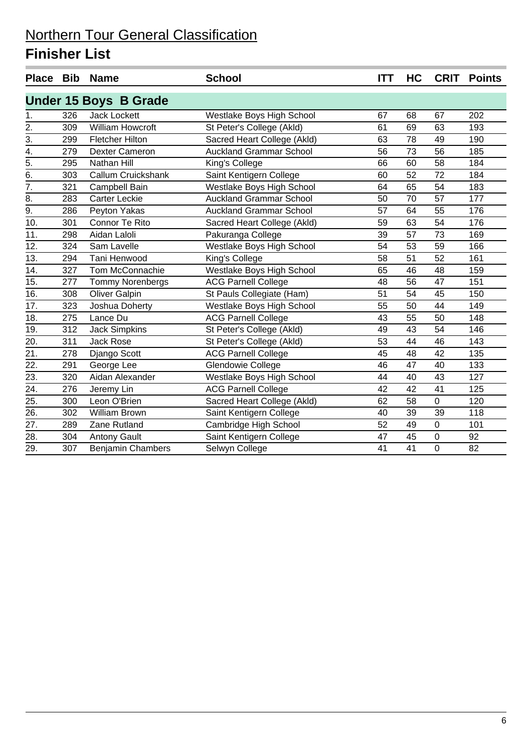# Northern Tour General Classification

## Finisher List

| Place | Bib | Name | School | ITT | HC | CRIT | Points |
|---|---|---|---|---|---|---|---|
| **Under 15 Boys B Grade** | | | | | | | |
| 1. | 326 | Jack Lockett | Westlake Boys High School | 67 | 68 | 67 | 202 |
| 2. | 309 | William Howcroft | St Peter's College (Akld) | 61 | 69 | 63 | 193 |
| 3. | 299 | Fletcher Hilton | Sacred Heart College (Akld) | 63 | 78 | 49 | 190 |
| 4. | 279 | Dexter Cameron | Auckland Grammar School | 56 | 73 | 56 | 185 |
| 5. | 295 | Nathan Hill | King's College | 66 | 60 | 58 | 184 |
| 6. | 303 | Callum Cruickshank | Saint Kentigern College | 60 | 52 | 72 | 184 |
| 7. | 321 | Campbell Bain | Westlake Boys High School | 64 | 65 | 54 | 183 |
| 8. | 283 | Carter Leckie | Auckland Grammar School | 50 | 70 | 57 | 177 |
| 9. | 286 | Peyton Yakas | Auckland Grammar School | 57 | 64 | 55 | 176 |
| 10. | 301 | Connor Te Rito | Sacred Heart College (Akld) | 59 | 63 | 54 | 176 |
| 11. | 298 | Aidan Laloli | Pakuranga College | 39 | 57 | 73 | 169 |
| 12. | 324 | Sam Lavelle | Westlake Boys High School | 54 | 53 | 59 | 166 |
| 13. | 294 | Tani Henwood | King's College | 58 | 51 | 52 | 161 |
| 14. | 327 | Tom McConnachie | Westlake Boys High School | 65 | 46 | 48 | 159 |
| 15. | 277 | Tommy Norenbergs | ACG Parnell College | 48 | 56 | 47 | 151 |
| 16. | 308 | Oliver Galpin | St Pauls Collegiate (Ham) | 51 | 54 | 45 | 150 |
| 17. | 323 | Joshua Doherty | Westlake Boys High School | 55 | 50 | 44 | 149 |
| 18. | 275 | Lance Du | ACG Parnell College | 43 | 55 | 50 | 148 |
| 19. | 312 | Jack Simpkins | St Peter's College (Akld) | 49 | 43 | 54 | 146 |
| 20. | 311 | Jack Rose | St Peter's College (Akld) | 53 | 44 | 46 | 143 |
| 21. | 278 | Django Scott | ACG Parnell College | 45 | 48 | 42 | 135 |
| 22. | 291 | George Lee | Glendowie College | 46 | 47 | 40 | 133 |
| 23. | 320 | Aidan Alexander | Westlake Boys High School | 44 | 40 | 43 | 127 |
| 24. | 276 | Jeremy Lin | ACG Parnell College | 42 | 42 | 41 | 125 |
| 25. | 300 | Leon O'Brien | Sacred Heart College (Akld) | 62 | 58 | 0 | 120 |
| 26. | 302 | William Brown | Saint Kentigern College | 40 | 39 | 39 | 118 |
| 27. | 289 | Zane Rutland | Cambridge High School | 52 | 49 | 0 | 101 |
| 28. | 304 | Antony Gault | Saint Kentigern College | 47 | 45 | 0 | 92 |
| 29. | 307 | Benjamin Chambers | Selwyn College | 41 | 41 | 0 | 82 |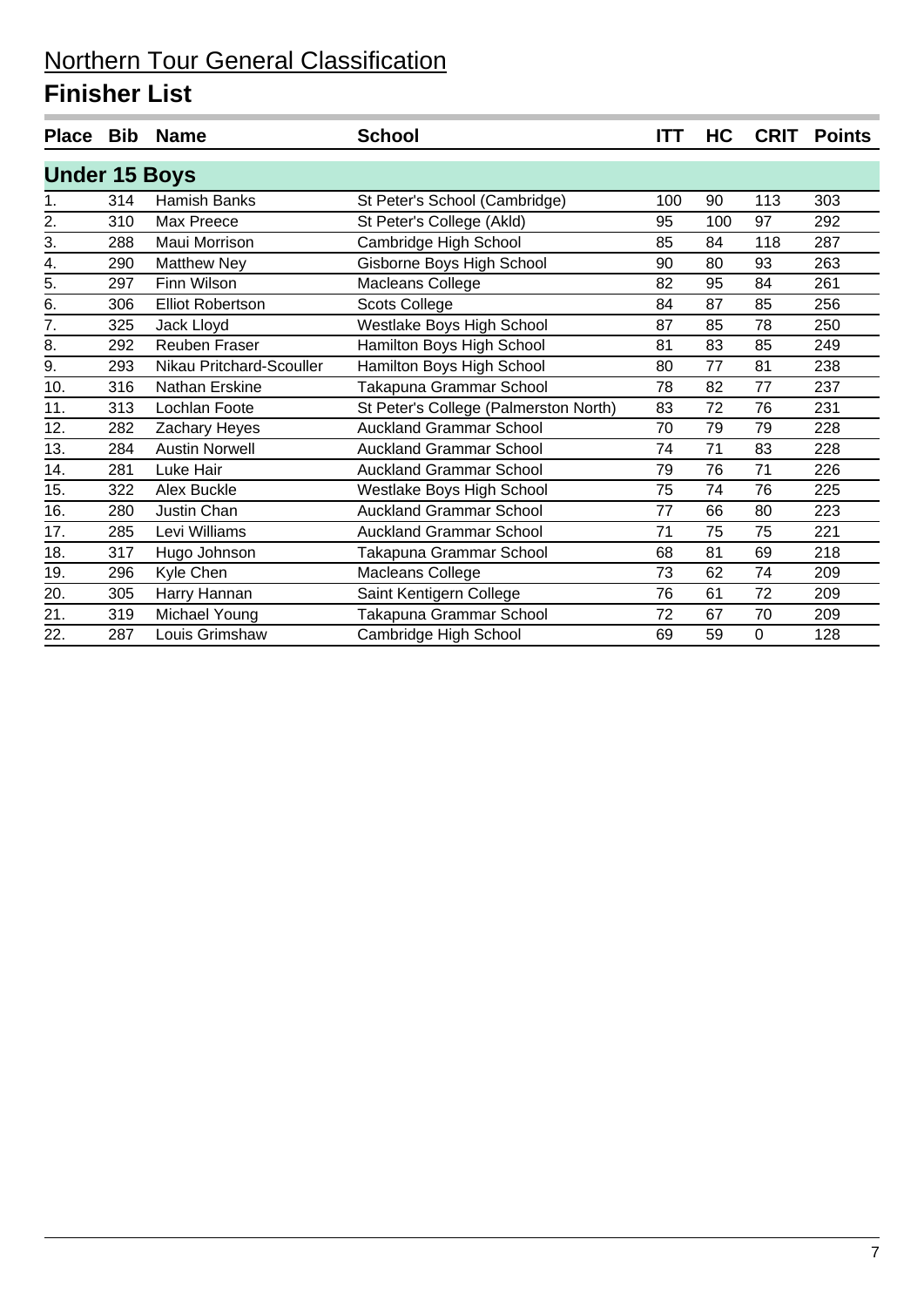# Northern Tour General Classification

## Finisher List

| Place | Bib | Name | School | ITT | HC | CRIT | Points |
|---|---|---|---|---|---|---|---|
| **Under 15 Boys** | | | | | | | |
| 1. | 314 | Hamish Banks | St Peter's School (Cambridge) | 100 | 90 | 113 | 303 |
| 2. | 310 | Max Preece | St Peter's College (Akld) | 95 | 100 | 97 | 292 |
| 3. | 288 | Maui Morrison | Cambridge High School | 85 | 84 | 118 | 287 |
| 4. | 290 | Matthew Ney | Gisborne Boys High School | 90 | 80 | 93 | 263 |
| 5. | 297 | Finn Wilson | Macleans College | 82 | 95 | 84 | 261 |
| 6. | 306 | Elliot Robertson | Scots College | 84 | 87 | 85 | 256 |
| 7. | 325 | Jack Lloyd | Westlake Boys High School | 87 | 85 | 78 | 250 |
| 8. | 292 | Reuben Fraser | Hamilton Boys High School | 81 | 83 | 85 | 249 |
| 9. | 293 | Nikau Pritchard-Scouller | Hamilton Boys High School | 80 | 77 | 81 | 238 |
| 10. | 316 | Nathan Erskine | Takapuna Grammar School | 78 | 82 | 77 | 237 |
| 11. | 313 | Lochlan Foote | St Peter's College (Palmerston North) | 83 | 72 | 76 | 231 |
| 12. | 282 | Zachary Heyes | Auckland Grammar School | 70 | 79 | 79 | 228 |
| 13. | 284 | Austin Norwell | Auckland Grammar School | 74 | 71 | 83 | 228 |
| 14. | 281 | Luke Hair | Auckland Grammar School | 79 | 76 | 71 | 226 |
| 15. | 322 | Alex Buckle | Westlake Boys High School | 75 | 74 | 76 | 225 |
| 16. | 280 | Justin Chan | Auckland Grammar School | 77 | 66 | 80 | 223 |
| 17. | 285 | Levi Williams | Auckland Grammar School | 71 | 75 | 75 | 221 |
| 18. | 317 | Hugo Johnson | Takapuna Grammar School | 68 | 81 | 69 | 218 |
| 19. | 296 | Kyle Chen | Macleans College | 73 | 62 | 74 | 209 |
| 20. | 305 | Harry Hannan | Saint Kentigern College | 76 | 61 | 72 | 209 |
| 21. | 319 | Michael Young | Takapuna Grammar School | 72 | 67 | 70 | 209 |
| 22. | 287 | Louis Grimshaw | Cambridge High School | 69 | 59 | 0 | 128 |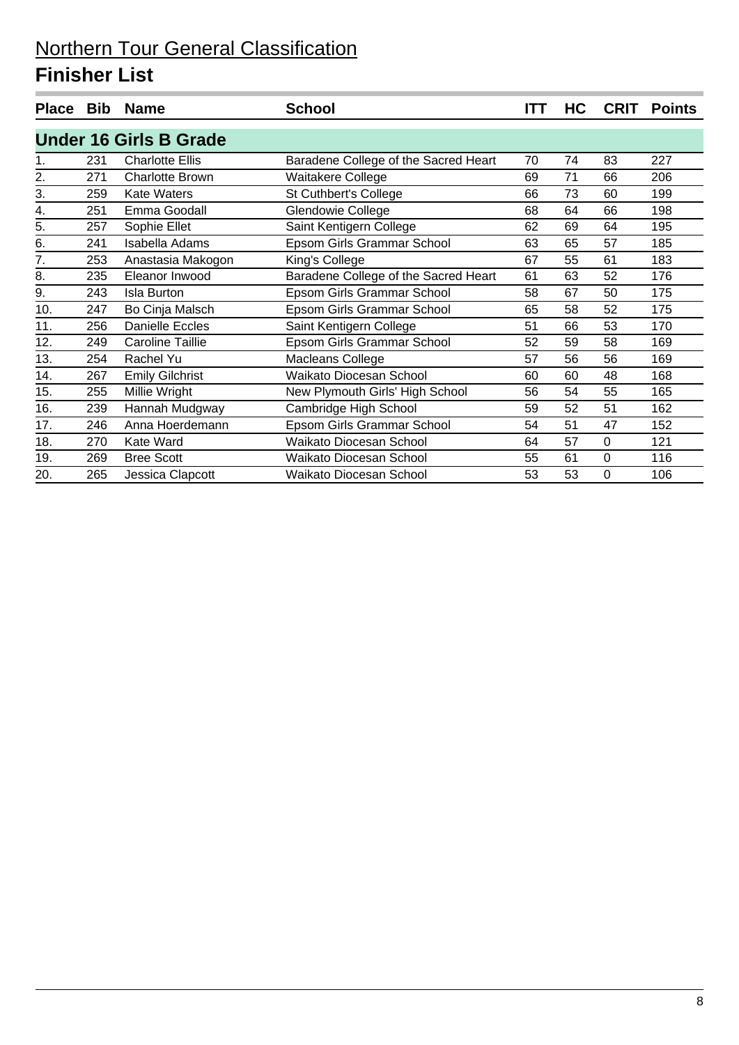# Northern Tour General Classification

## Finisher List

| Place | Bib | Name | School | ITT | HC | CRIT | Points |
|---|---|---|---|---|---|---|---|
| **Under 16 Girls B Grade** | | | | | | | |
| 1. | 231 | Charlotte Ellis | Baradene College of the Sacred Heart | 70 | 74 | 83 | 227 |
| 2. | 271 | Charlotte Brown | Waitakere College | 69 | 71 | 66 | 206 |
| 3. | 259 | Kate Waters | St Cuthbert's College | 66 | 73 | 60 | 199 |
| 4. | 251 | Emma Goodall | Glendowie College | 68 | 64 | 66 | 198 |
| 5. | 257 | Sophie Ellet | Saint Kentigern College | 62 | 69 | 64 | 195 |
| 6. | 241 | Isabella Adams | Epsom Girls Grammar School | 63 | 65 | 57 | 185 |
| 7. | 253 | Anastasia Makogon | King's College | 67 | 55 | 61 | 183 |
| 8. | 235 | Eleanor Inwood | Baradene College of the Sacred Heart | 61 | 63 | 52 | 176 |
| 9. | 243 | Isla Burton | Epsom Girls Grammar School | 58 | 67 | 50 | 175 |
| 10. | 247 | Bo Cinja Malsch | Epsom Girls Grammar School | 65 | 58 | 52 | 175 |
| 11. | 256 | Danielle Eccles | Saint Kentigern College | 51 | 66 | 53 | 170 |
| 12. | 249 | Caroline Taillie | Epsom Girls Grammar School | 52 | 59 | 58 | 169 |
| 13. | 254 | Rachel Yu | Macleans College | 57 | 56 | 56 | 169 |
| 14. | 267 | Emily Gilchrist | Waikato Diocesan School | 60 | 60 | 48 | 168 |
| 15. | 255 | Millie Wright | New Plymouth Girls' High School | 56 | 54 | 55 | 165 |
| 16. | 239 | Hannah Mudgway | Cambridge High School | 59 | 52 | 51 | 162 |
| 17. | 246 | Anna Hoerdemann | Epsom Girls Grammar School | 54 | 51 | 47 | 152 |
| 18. | 270 | Kate Ward | Waikato Diocesan School | 64 | 57 | 0 | 121 |
| 19. | 269 | Bree Scott | Waikato Diocesan School | 55 | 61 | 0 | 116 |
| 20. | 265 | Jessica Clapcott | Waikato Diocesan School | 53 | 53 | 0 | 106 |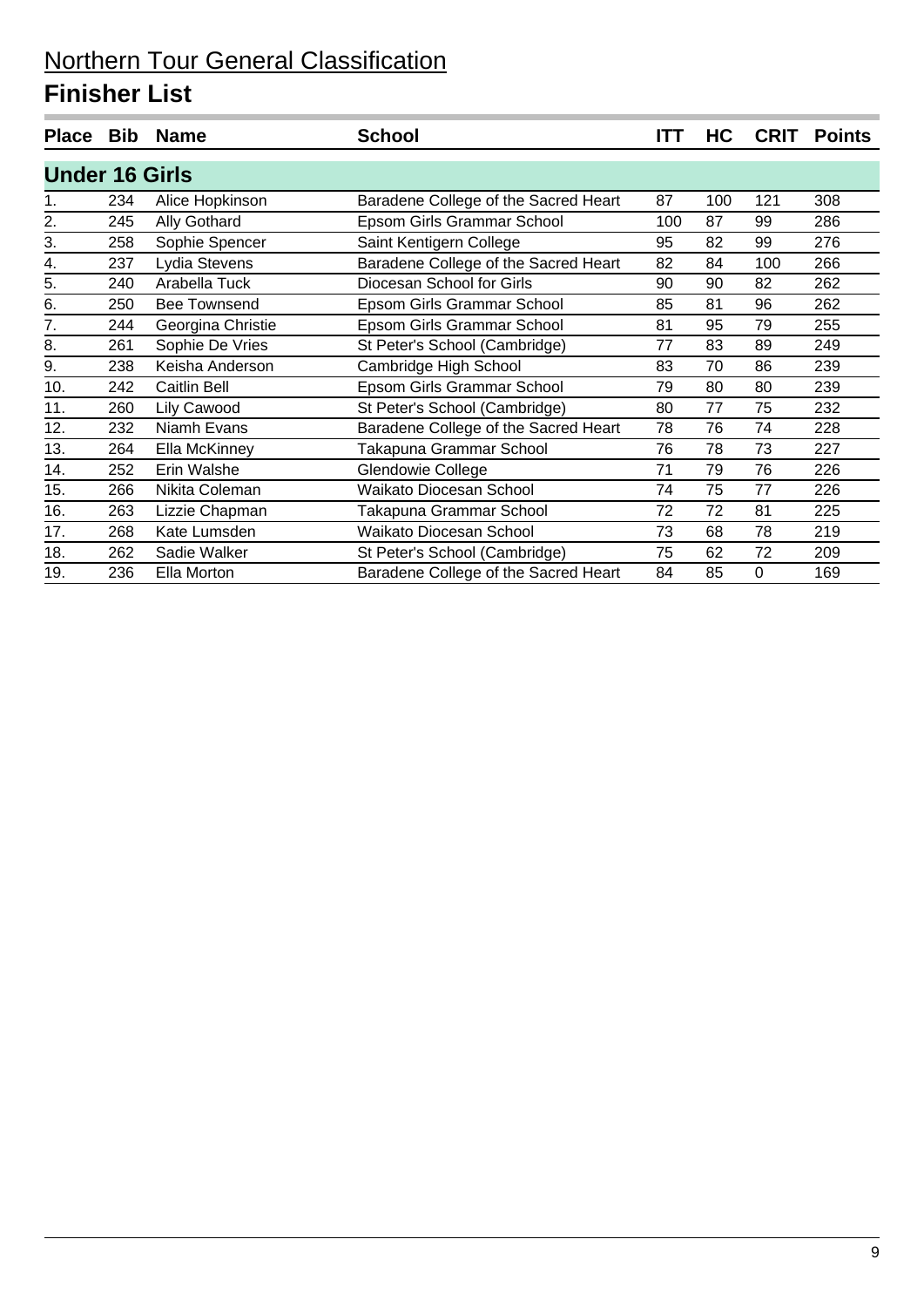# Northern Tour General Classification

## Finisher List

| Place | Bib | Name | School | ITT | HC | CRIT | Points |
|---|---|---|---|---|---|---|---|
| **Under 16 Girls** | | | | | | | |
| 1. | 234 | Alice Hopkinson | Baradene College of the Sacred Heart | 87 | 100 | 121 | 308 |
| 2. | 245 | Ally Gothard | Epsom Girls Grammar School | 100 | 87 | 99 | 286 |
| 3. | 258 | Sophie Spencer | Saint Kentigern College | 95 | 82 | 99 | 276 |
| 4. | 237 | Lydia Stevens | Baradene College of the Sacred Heart | 82 | 84 | 100 | 266 |
| 5. | 240 | Arabella Tuck | Diocesan School for Girls | 90 | 90 | 82 | 262 |
| 6. | 250 | Bee Townsend | Epsom Girls Grammar School | 85 | 81 | 96 | 262 |
| 7. | 244 | Georgina Christie | Epsom Girls Grammar School | 81 | 95 | 79 | 255 |
| 8. | 261 | Sophie De Vries | St Peter's School (Cambridge) | 77 | 83 | 89 | 249 |
| 9. | 238 | Keisha Anderson | Cambridge High School | 83 | 70 | 86 | 239 |
| 10. | 242 | Caitlin Bell | Epsom Girls Grammar School | 79 | 80 | 80 | 239 |
| 11. | 260 | Lily Cawood | St Peter's School (Cambridge) | 80 | 77 | 75 | 232 |
| 12. | 232 | Niamh Evans | Baradene College of the Sacred Heart | 78 | 76 | 74 | 228 |
| 13. | 264 | Ella McKinney | Takapuna Grammar School | 76 | 78 | 73 | 227 |
| 14. | 252 | Erin Walshe | Glendowie College | 71 | 79 | 76 | 226 |
| 15. | 266 | Nikita Coleman | Waikato Diocesan School | 74 | 75 | 77 | 226 |
| 16. | 263 | Lizzie Chapman | Takapuna Grammar School | 72 | 72 | 81 | 225 |
| 17. | 268 | Kate Lumsden | Waikato Diocesan School | 73 | 68 | 78 | 219 |
| 18. | 262 | Sadie Walker | St Peter's School (Cambridge) | 75 | 62 | 72 | 209 |
| 19. | 236 | Ella Morton | Baradene College of the Sacred Heart | 84 | 85 | 0 | 169 |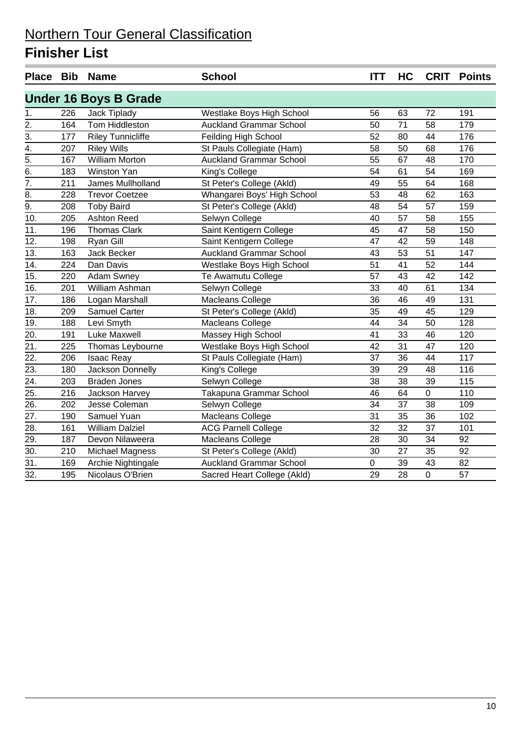# Northern Tour General Classification

## Finisher List

| Place | Bib | Name | School | ITT | HC | CRIT | Points |
|---|---|---|---|---|---|---|---|
| **Under 16 Boys B Grade** | | | | | | | |
| 1. | 226 | Jack Tiplady | Westlake Boys High School | 56 | 63 | 72 | 191 |
| 2. | 164 | Tom Hiddleston | Auckland Grammar School | 50 | 71 | 58 | 179 |
| 3. | 177 | Riley Tunnicliffe | Feilding High School | 52 | 80 | 44 | 176 |
| 4. | 207 | Riley Wills | St Pauls Collegiate (Ham) | 58 | 50 | 68 | 176 |
| 5. | 167 | William Morton | Auckland Grammar School | 55 | 67 | 48 | 170 |
| 6. | 183 | Winston Yan | King's College | 54 | 61 | 54 | 169 |
| 7. | 211 | James Mullholland | St Peter's College (Akld) | 49 | 55 | 64 | 168 |
| 8. | 228 | Trevor Coetzee | Whangarei Boys' High School | 53 | 48 | 62 | 163 |
| 9. | 208 | Toby Baird | St Peter's College (Akld) | 48 | 54 | 57 | 159 |
| 10. | 205 | Ashton Reed | Selwyn College | 40 | 57 | 58 | 155 |
| 11. | 196 | Thomas Clark | Saint Kentigern College | 45 | 47 | 58 | 150 |
| 12. | 198 | Ryan Gill | Saint Kentigern College | 47 | 42 | 59 | 148 |
| 13. | 163 | Jack Becker | Auckland Grammar School | 43 | 53 | 51 | 147 |
| 14. | 224 | Dan Davis | Westlake Boys High School | 51 | 41 | 52 | 144 |
| 15. | 220 | Adam Swney | Te Awamutu College | 57 | 43 | 42 | 142 |
| 16. | 201 | William Ashman | Selwyn College | 33 | 40 | 61 | 134 |
| 17. | 186 | Logan Marshall | Macleans College | 36 | 46 | 49 | 131 |
| 18. | 209 | Samuel Carter | St Peter's College (Akld) | 35 | 49 | 45 | 129 |
| 19. | 188 | Levi Smyth | Macleans College | 44 | 34 | 50 | 128 |
| 20. | 191 | Luke Maxwell | Massey High School | 41 | 33 | 46 | 120 |
| 21. | 225 | Thomas Leybourne | Westlake Boys High School | 42 | 31 | 47 | 120 |
| 22. | 206 | Isaac Reay | St Pauls Collegiate (Ham) | 37 | 36 | 44 | 117 |
| 23. | 180 | Jackson Donnelly | King's College | 39 | 29 | 48 | 116 |
| 24. | 203 | Braden Jones | Selwyn College | 38 | 38 | 39 | 115 |
| 25. | 216 | Jackson Harvey | Takapuna Grammar School | 46 | 64 | 0 | 110 |
| 26. | 202 | Jesse Coleman | Selwyn College | 34 | 37 | 38 | 109 |
| 27. | 190 | Samuel Yuan | Macleans College | 31 | 35 | 36 | 102 |
| 28. | 161 | William Dalziel | ACG Parnell College | 32 | 32 | 37 | 101 |
| 29. | 187 | Devon Nilaweera | Macleans College | 28 | 30 | 34 | 92 |
| 30. | 210 | Michael Magness | St Peter's College (Akld) | 30 | 27 | 35 | 92 |
| 31. | 169 | Archie Nightingale | Auckland Grammar School | 0 | 39 | 43 | 82 |
| 32. | 195 | Nicolaus O'Brien | Sacred Heart College (Akld) | 29 | 28 | 0 | 57 |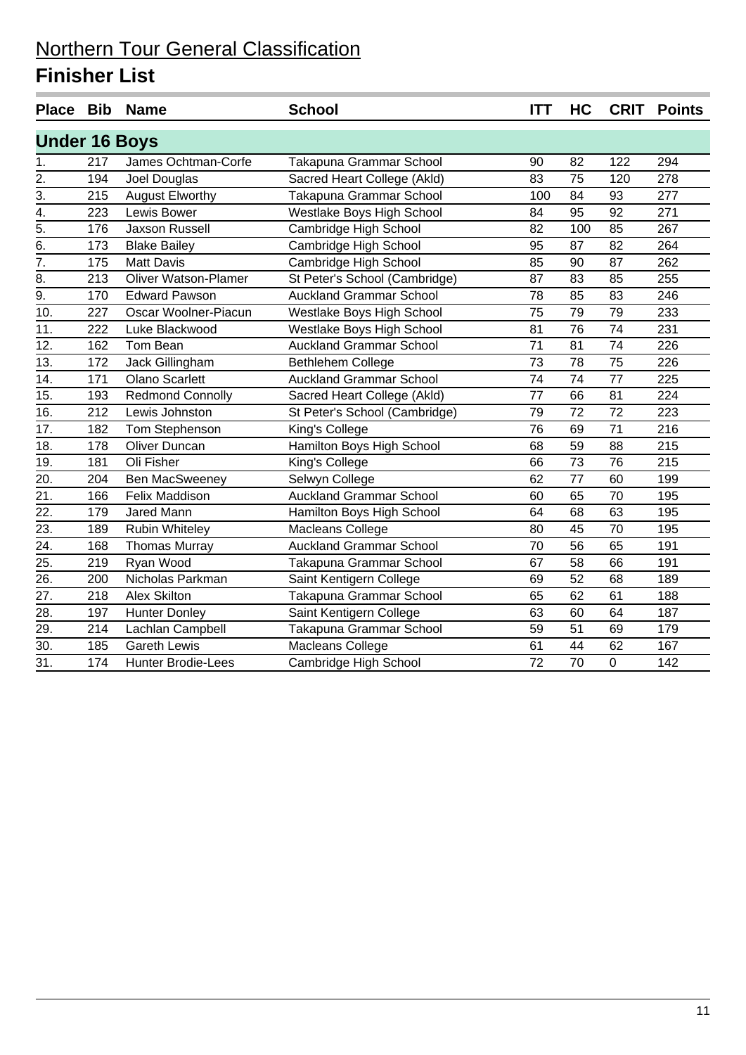# Northern Tour General Classification

## Finisher List

| Place | Bib | Name | School | ITT | HC | CRIT | Points |
|---|---|---|---|---|---|---|---|
| **Under 16 Boys** | | | | | | | |
| 1. | 217 | James Ochtman-Corfe | Takapuna Grammar School | 90 | 82 | 122 | 294 |
| 2. | 194 | Joel Douglas | Sacred Heart College (Akld) | 83 | 75 | 120 | 278 |
| 3. | 215 | August Elworthy | Takapuna Grammar School | 100 | 84 | 93 | 277 |
| 4. | 223 | Lewis Bower | Westlake Boys High School | 84 | 95 | 92 | 271 |
| 5. | 176 | Jaxson Russell | Cambridge High School | 82 | 100 | 85 | 267 |
| 6. | 173 | Blake Bailey | Cambridge High School | 95 | 87 | 82 | 264 |
| 7. | 175 | Matt Davis | Cambridge High School | 85 | 90 | 87 | 262 |
| 8. | 213 | Oliver Watson-Plamer | St Peter's School (Cambridge) | 87 | 83 | 85 | 255 |
| 9. | 170 | Edward Pawson | Auckland Grammar School | 78 | 85 | 83 | 246 |
| 10. | 227 | Oscar Woolner-Piacun | Westlake Boys High School | 75 | 79 | 79 | 233 |
| 11. | 222 | Luke Blackwood | Westlake Boys High School | 81 | 76 | 74 | 231 |
| 12. | 162 | Tom Bean | Auckland Grammar School | 71 | 81 | 74 | 226 |
| 13. | 172 | Jack Gillingham | Bethlehem College | 73 | 78 | 75 | 226 |
| 14. | 171 | Olano Scarlett | Auckland Grammar School | 74 | 74 | 77 | 225 |
| 15. | 193 | Redmond Connolly | Sacred Heart College (Akld) | 77 | 66 | 81 | 224 |
| 16. | 212 | Lewis Johnston | St Peter's School (Cambridge) | 79 | 72 | 72 | 223 |
| 17. | 182 | Tom Stephenson | King's College | 76 | 69 | 71 | 216 |
| 18. | 178 | Oliver Duncan | Hamilton Boys High School | 68 | 59 | 88 | 215 |
| 19. | 181 | Oli Fisher | King's College | 66 | 73 | 76 | 215 |
| 20. | 204 | Ben MacSweeney | Selwyn College | 62 | 77 | 60 | 199 |
| 21. | 166 | Felix Maddison | Auckland Grammar School | 60 | 65 | 70 | 195 |
| 22. | 179 | Jared Mann | Hamilton Boys High School | 64 | 68 | 63 | 195 |
| 23. | 189 | Rubin Whiteley | Macleans College | 80 | 45 | 70 | 195 |
| 24. | 168 | Thomas Murray | Auckland Grammar School | 70 | 56 | 65 | 191 |
| 25. | 219 | Ryan Wood | Takapuna Grammar School | 67 | 58 | 66 | 191 |
| 26. | 200 | Nicholas Parkman | Saint Kentigern College | 69 | 52 | 68 | 189 |
| 27. | 218 | Alex Skilton | Takapuna Grammar School | 65 | 62 | 61 | 188 |
| 28. | 197 | Hunter Donley | Saint Kentigern College | 63 | 60 | 64 | 187 |
| 29. | 214 | Lachlan Campbell | Takapuna Grammar School | 59 | 51 | 69 | 179 |
| 30. | 185 | Gareth Lewis | Macleans College | 61 | 44 | 62 | 167 |
| 31. | 174 | Hunter Brodie-Lees | Cambridge High School | 72 | 70 | 0 | 142 |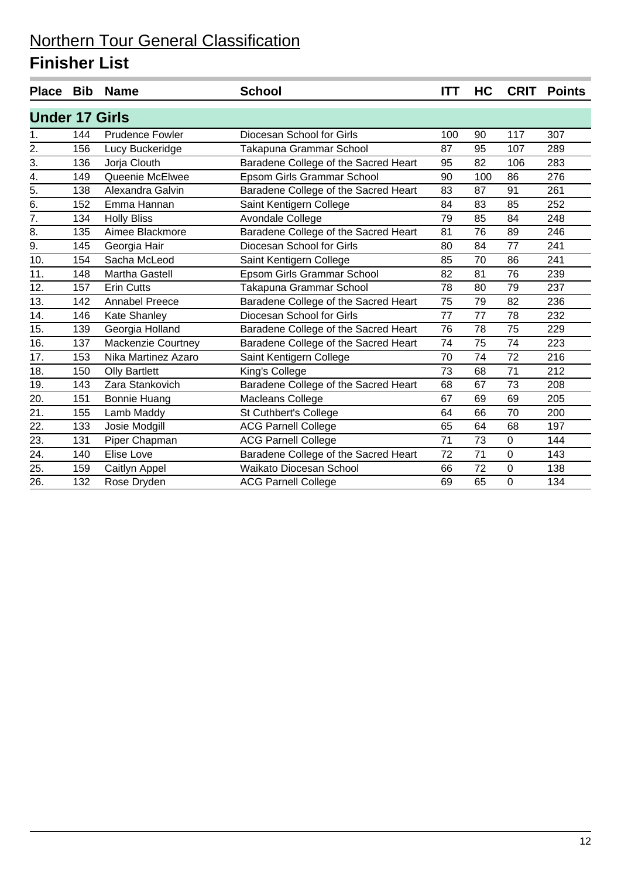# Northern Tour General Classification

## Finisher List

| Place | Bib | Name | School | ITT | HC | CRIT | Points |
|---|---|---|---|---|---|---|---|
| **Under 17 Girls** | | | | | | | |
| 1. | 144 | Prudence Fowler | Diocesan School for Girls | 100 | 90 | 117 | 307 |
| 2. | 156 | Lucy Buckeridge | Takapuna Grammar School | 87 | 95 | 107 | 289 |
| 3. | 136 | Jorja Clouth | Baradene College of the Sacred Heart | 95 | 82 | 106 | 283 |
| 4. | 149 | Queenie McElwee | Epsom Girls Grammar School | 90 | 100 | 86 | 276 |
| 5. | 138 | Alexandra Galvin | Baradene College of the Sacred Heart | 83 | 87 | 91 | 261 |
| 6. | 152 | Emma Hannan | Saint Kentigern College | 84 | 83 | 85 | 252 |
| 7. | 134 | Holly Bliss | Avondale College | 79 | 85 | 84 | 248 |
| 8. | 135 | Aimee Blackmore | Baradene College of the Sacred Heart | 81 | 76 | 89 | 246 |
| 9. | 145 | Georgia Hair | Diocesan School for Girls | 80 | 84 | 77 | 241 |
| 10. | 154 | Sacha McLeod | Saint Kentigern College | 85 | 70 | 86 | 241 |
| 11. | 148 | Martha Gastell | Epsom Girls Grammar School | 82 | 81 | 76 | 239 |
| 12. | 157 | Erin Cutts | Takapuna Grammar School | 78 | 80 | 79 | 237 |
| 13. | 142 | Annabel Preece | Baradene College of the Sacred Heart | 75 | 79 | 82 | 236 |
| 14. | 146 | Kate Shanley | Diocesan School for Girls | 77 | 77 | 78 | 232 |
| 15. | 139 | Georgia Holland | Baradene College of the Sacred Heart | 76 | 78 | 75 | 229 |
| 16. | 137 | Mackenzie Courtney | Baradene College of the Sacred Heart | 74 | 75 | 74 | 223 |
| 17. | 153 | Nika Martinez Azaro | Saint Kentigern College | 70 | 74 | 72 | 216 |
| 18. | 150 | Olly Bartlett | King's College | 73 | 68 | 71 | 212 |
| 19. | 143 | Zara Stankovich | Baradene College of the Sacred Heart | 68 | 67 | 73 | 208 |
| 20. | 151 | Bonnie Huang | Macleans College | 67 | 69 | 69 | 205 |
| 21. | 155 | Lamb Maddy | St Cuthbert's College | 64 | 66 | 70 | 200 |
| 22. | 133 | Josie Modgill | ACG Parnell College | 65 | 64 | 68 | 197 |
| 23. | 131 | Piper Chapman | ACG Parnell College | 71 | 73 | 0 | 144 |
| 24. | 140 | Elise Love | Baradene College of the Sacred Heart | 72 | 71 | 0 | 143 |
| 25. | 159 | Caitlyn Appel | Waikato Diocesan School | 66 | 72 | 0 | 138 |
| 26. | 132 | Rose Dryden | ACG Parnell College | 69 | 65 | 0 | 134 |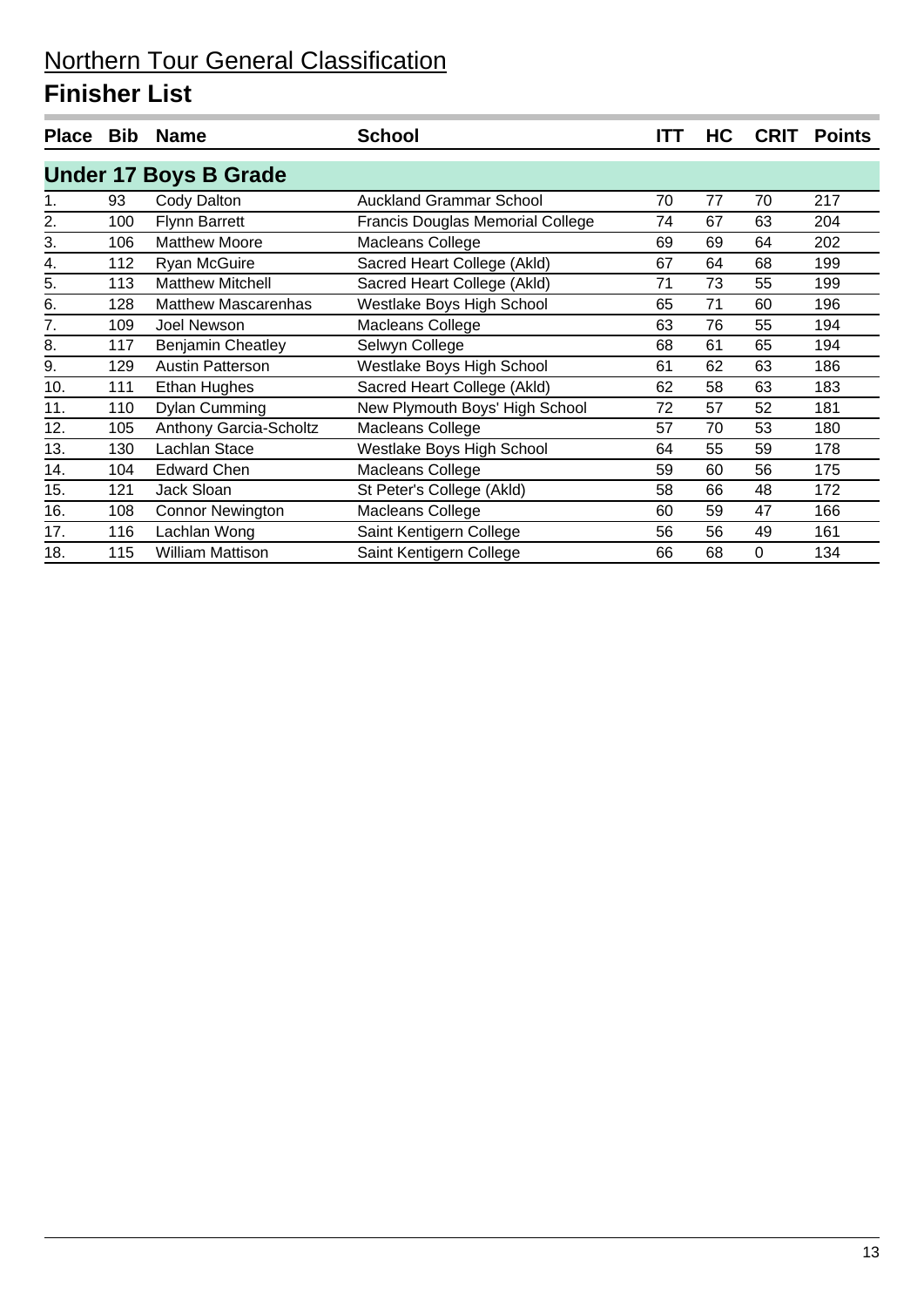# Northern Tour General Classification

## Finisher List

| Place | Bib | Name | School | ITT | HC | CRIT | Points |
|---|---|---|---|---|---|---|---|
| **Under 17 Boys B Grade** | | | | | | | |
| 1. | 93 | Cody Dalton | Auckland Grammar School | 70 | 77 | 70 | 217 |
| 2. | 100 | Flynn Barrett | Francis Douglas Memorial College | 74 | 67 | 63 | 204 |
| 3. | 106 | Matthew Moore | Macleans College | 69 | 69 | 64 | 202 |
| 4. | 112 | Ryan McGuire | Sacred Heart College (Akld) | 67 | 64 | 68 | 199 |
| 5. | 113 | Matthew Mitchell | Sacred Heart College (Akld) | 71 | 73 | 55 | 199 |
| 6. | 128 | Matthew Mascarenhas | Westlake Boys High School | 65 | 71 | 60 | 196 |
| 7. | 109 | Joel Newson | Macleans College | 63 | 76 | 55 | 194 |
| 8. | 117 | Benjamin Cheatley | Selwyn College | 68 | 61 | 65 | 194 |
| 9. | 129 | Austin Patterson | Westlake Boys High School | 61 | 62 | 63 | 186 |
| 10. | 111 | Ethan Hughes | Sacred Heart College (Akld) | 62 | 58 | 63 | 183 |
| 11. | 110 | Dylan Cumming | New Plymouth Boys' High School | 72 | 57 | 52 | 181 |
| 12. | 105 | Anthony Garcia-Scholtz | Macleans College | 57 | 70 | 53 | 180 |
| 13. | 130 | Lachlan Stace | Westlake Boys High School | 64 | 55 | 59 | 178 |
| 14. | 104 | Edward Chen | Macleans College | 59 | 60 | 56 | 175 |
| 15. | 121 | Jack Sloan | St Peter's College (Akld) | 58 | 66 | 48 | 172 |
| 16. | 108 | Connor Newington | Macleans College | 60 | 59 | 47 | 166 |
| 17. | 116 | Lachlan Wong | Saint Kentigern College | 56 | 56 | 49 | 161 |
| 18. | 115 | William Mattison | Saint Kentigern College | 66 | 68 | 0 | 134 |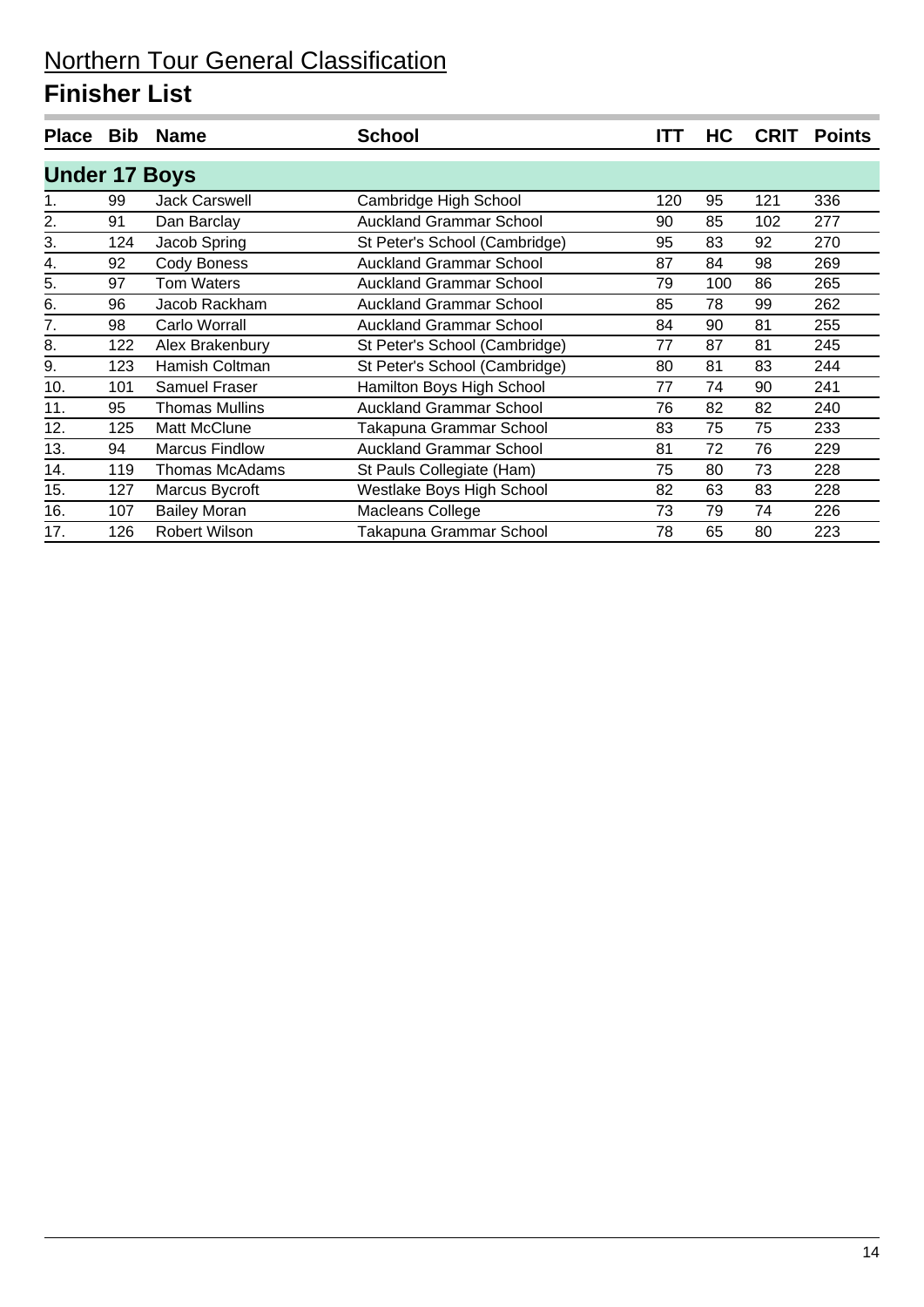# Northern Tour General Classification

## Finisher List

| Place | Bib | Name | School | ITT | HC | CRIT | Points |
|---|---|---|---|---|---|---|---|
| **Under 17 Boys** | | | | | | | |
| 1. | 99 | Jack Carswell | Cambridge High School | 120 | 95 | 121 | 336 |
| 2. | 91 | Dan Barclay | Auckland Grammar School | 90 | 85 | 102 | 277 |
| 3. | 124 | Jacob Spring | St Peter's School (Cambridge) | 95 | 83 | 92 | 270 |
| 4. | 92 | Cody Boness | Auckland Grammar School | 87 | 84 | 98 | 269 |
| 5. | 97 | Tom Waters | Auckland Grammar School | 79 | 100 | 86 | 265 |
| 6. | 96 | Jacob Rackham | Auckland Grammar School | 85 | 78 | 99 | 262 |
| 7. | 98 | Carlo Worrall | Auckland Grammar School | 84 | 90 | 81 | 255 |
| 8. | 122 | Alex Brakenbury | St Peter's School (Cambridge) | 77 | 87 | 81 | 245 |
| 9. | 123 | Hamish Coltman | St Peter's School (Cambridge) | 80 | 81 | 83 | 244 |
| 10. | 101 | Samuel Fraser | Hamilton Boys High School | 77 | 74 | 90 | 241 |
| 11. | 95 | Thomas Mullins | Auckland Grammar School | 76 | 82 | 82 | 240 |
| 12. | 125 | Matt McClune | Takapuna Grammar School | 83 | 75 | 75 | 233 |
| 13. | 94 | Marcus Findlow | Auckland Grammar School | 81 | 72 | 76 | 229 |
| 14. | 119 | Thomas McAdams | St Pauls Collegiate (Ham) | 75 | 80 | 73 | 228 |
| 15. | 127 | Marcus Bycroft | Westlake Boys High School | 82 | 63 | 83 | 228 |
| 16. | 107 | Bailey Moran | Macleans College | 73 | 79 | 74 | 226 |
| 17. | 126 | Robert Wilson | Takapuna Grammar School | 78 | 65 | 80 | 223 |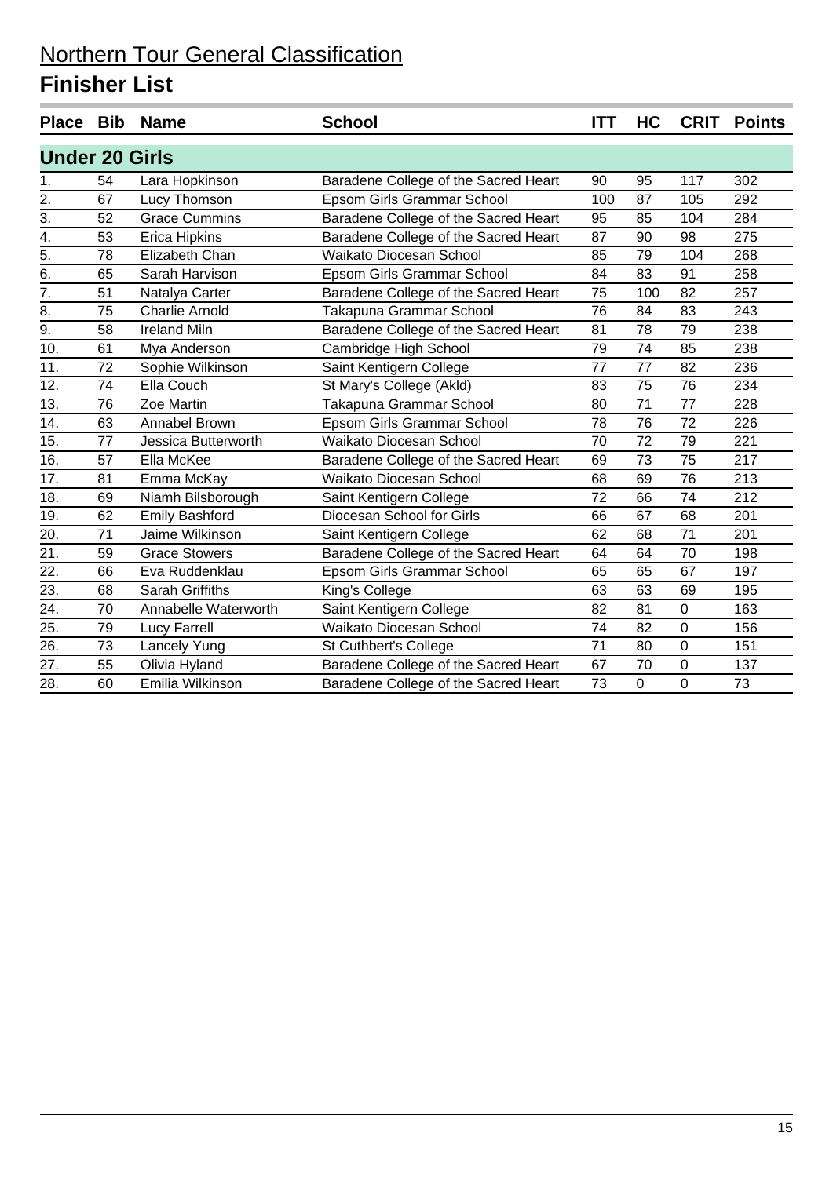# Northern Tour General Classification

## Finisher List

| Place | Bib | Name | School | ITT | HC | CRIT | Points |
|---|---|---|---|---|---|---|---|
| **Under 20 Girls** | | | | | | | |
| 1. | 54 | Lara Hopkinson | Baradene College of the Sacred Heart | 90 | 95 | 117 | 302 |
| 2. | 67 | Lucy Thomson | Epsom Girls Grammar School | 100 | 87 | 105 | 292 |
| 3. | 52 | Grace Cummins | Baradene College of the Sacred Heart | 95 | 85 | 104 | 284 |
| 4. | 53 | Erica Hipkins | Baradene College of the Sacred Heart | 87 | 90 | 98 | 275 |
| 5. | 78 | Elizabeth Chan | Waikato Diocesan School | 85 | 79 | 104 | 268 |
| 6. | 65 | Sarah Harvison | Epsom Girls Grammar School | 84 | 83 | 91 | 258 |
| 7. | 51 | Natalya Carter | Baradene College of the Sacred Heart | 75 | 100 | 82 | 257 |
| 8. | 75 | Charlie Arnold | Takapuna Grammar School | 76 | 84 | 83 | 243 |
| 9. | 58 | Ireland Miln | Baradene College of the Sacred Heart | 81 | 78 | 79 | 238 |
| 10. | 61 | Mya Anderson | Cambridge High School | 79 | 74 | 85 | 238 |
| 11. | 72 | Sophie Wilkinson | Saint Kentigern College | 77 | 77 | 82 | 236 |
| 12. | 74 | Ella Couch | St Mary's College (Akld) | 83 | 75 | 76 | 234 |
| 13. | 76 | Zoe Martin | Takapuna Grammar School | 80 | 71 | 77 | 228 |
| 14. | 63 | Annabel Brown | Epsom Girls Grammar School | 78 | 76 | 72 | 226 |
| 15. | 77 | Jessica Butterworth | Waikato Diocesan School | 70 | 72 | 79 | 221 |
| 16. | 57 | Ella McKee | Baradene College of the Sacred Heart | 69 | 73 | 75 | 217 |
| 17. | 81 | Emma McKay | Waikato Diocesan School | 68 | 69 | 76 | 213 |
| 18. | 69 | Niamh Bilsborough | Saint Kentigern College | 72 | 66 | 74 | 212 |
| 19. | 62 | Emily Bashford | Diocesan School for Girls | 66 | 67 | 68 | 201 |
| 20. | 71 | Jaime Wilkinson | Saint Kentigern College | 62 | 68 | 71 | 201 |
| 21. | 59 | Grace Stowers | Baradene College of the Sacred Heart | 64 | 64 | 70 | 198 |
| 22. | 66 | Eva Ruddenklau | Epsom Girls Grammar School | 65 | 65 | 67 | 197 |
| 23. | 68 | Sarah Griffiths | King's College | 63 | 63 | 69 | 195 |
| 24. | 70 | Annabelle Waterworth | Saint Kentigern College | 82 | 81 | 0 | 163 |
| 25. | 79 | Lucy Farrell | Waikato Diocesan School | 74 | 82 | 0 | 156 |
| 26. | 73 | Lancely Yung | St Cuthbert's College | 71 | 80 | 0 | 151 |
| 27. | 55 | Olivia Hyland | Baradene College of the Sacred Heart | 67 | 70 | 0 | 137 |
| 28. | 60 | Emilia Wilkinson | Baradene College of the Sacred Heart | 73 | 0 | 0 | 73 |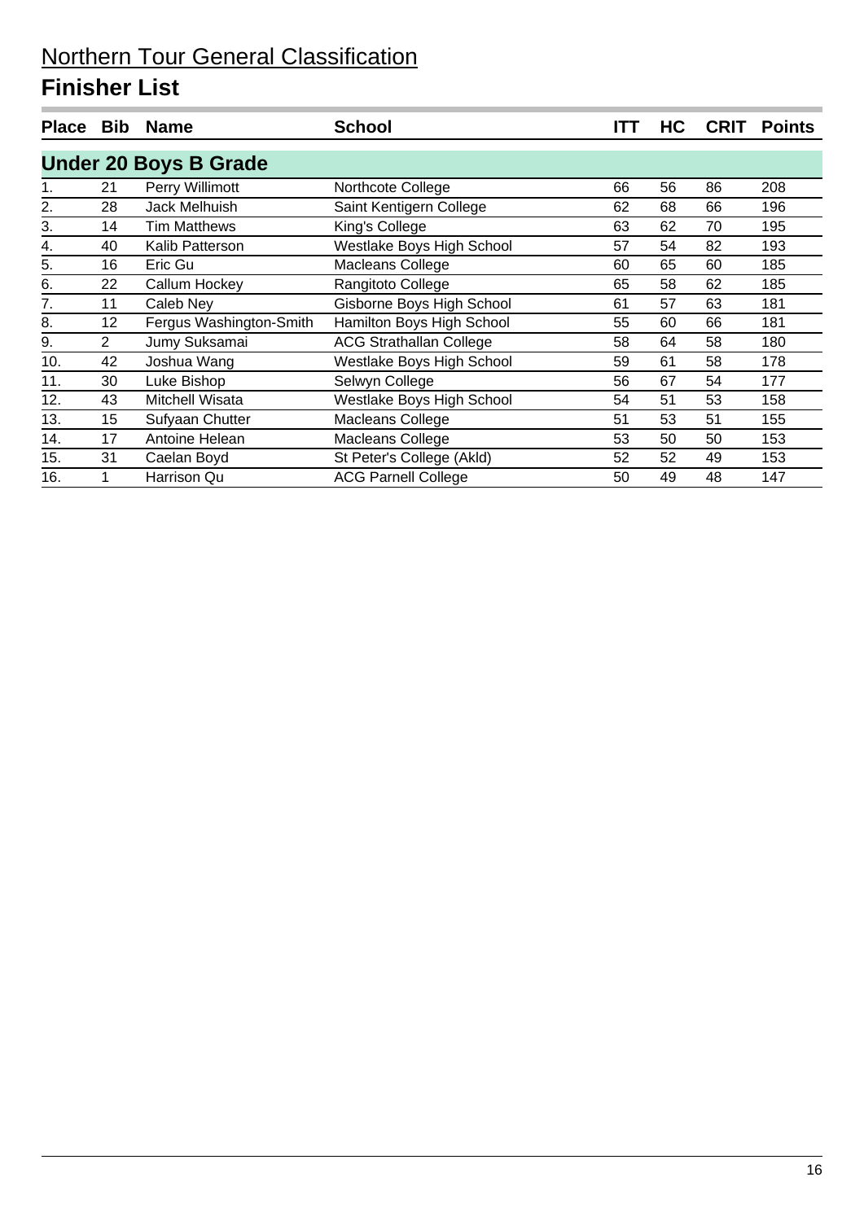# Northern Tour General Classification

## Finisher List

| Place | Bib | Name | School | ITT | HC | CRIT | Points |
|---|---|---|---|---|---|---|---|
| **Under 20 Boys B Grade** | | | | | | | |
| 1. | 21 | Perry Willimott | Northcote College | 66 | 56 | 86 | 208 |
| 2. | 28 | Jack Melhuish | Saint Kentigern College | 62 | 68 | 66 | 196 |
| 3. | 14 | Tim Matthews | King's College | 63 | 62 | 70 | 195 |
| 4. | 40 | Kalib Patterson | Westlake Boys High School | 57 | 54 | 82 | 193 |
| 5. | 16 | Eric Gu | Macleans College | 60 | 65 | 60 | 185 |
| 6. | 22 | Callum Hockey | Rangitoto College | 65 | 58 | 62 | 185 |
| 7. | 11 | Caleb Ney | Gisborne Boys High School | 61 | 57 | 63 | 181 |
| 8. | 12 | Fergus Washington-Smith | Hamilton Boys High School | 55 | 60 | 66 | 181 |
| 9. | 2 | Jumy Suksamai | ACG Strathallan College | 58 | 64 | 58 | 180 |
| 10. | 42 | Joshua Wang | Westlake Boys High School | 59 | 61 | 58 | 178 |
| 11. | 30 | Luke Bishop | Selwyn College | 56 | 67 | 54 | 177 |
| 12. | 43 | Mitchell Wisata | Westlake Boys High School | 54 | 51 | 53 | 158 |
| 13. | 15 | Sufyaan Chutter | Macleans College | 51 | 53 | 51 | 155 |
| 14. | 17 | Antoine Helean | Macleans College | 53 | 50 | 50 | 153 |
| 15. | 31 | Caelan Boyd | St Peter's College (Akld) | 52 | 52 | 49 | 153 |
| 16. | 1 | Harrison Qu | ACG Parnell College | 50 | 49 | 48 | 147 |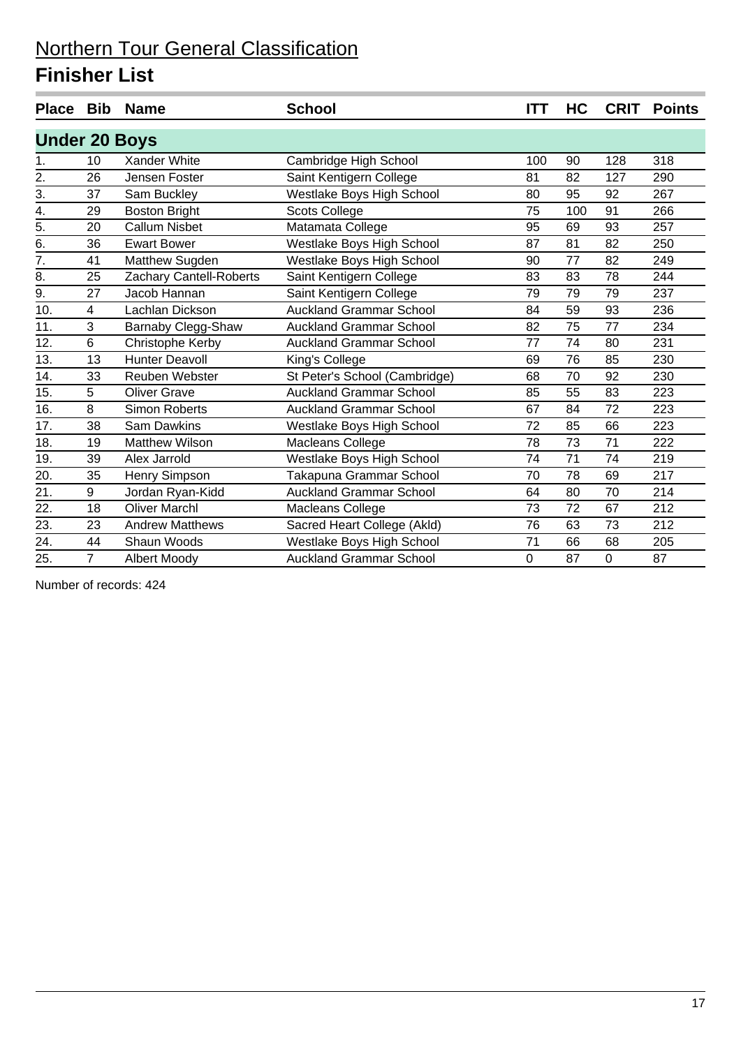# Northern Tour General Classification

## Finisher List

| Place | Bib | Name | School | ITT | HC | CRIT | Points |
|---|---|---|---|---|---|---|---|
| **Under 20 Boys** | | | | | | | |
| 1. | 10 | Xander White | Cambridge High School | 100 | 90 | 128 | 318 |
| 2. | 26 | Jensen Foster | Saint Kentigern College | 81 | 82 | 127 | 290 |
| 3. | 37 | Sam Buckley | Westlake Boys High School | 80 | 95 | 92 | 267 |
| 4. | 29 | Boston Bright | Scots College | 75 | 100 | 91 | 266 |
| 5. | 20 | Callum Nisbet | Matamata College | 95 | 69 | 93 | 257 |
| 6. | 36 | Ewart Bower | Westlake Boys High School | 87 | 81 | 82 | 250 |
| 7. | 41 | Matthew Sugden | Westlake Boys High School | 90 | 77 | 82 | 249 |
| 8. | 25 | Zachary Cantell-Roberts | Saint Kentigern College | 83 | 83 | 78 | 244 |
| 9. | 27 | Jacob Hannan | Saint Kentigern College | 79 | 79 | 79 | 237 |
| 10. | 4 | Lachlan Dickson | Auckland Grammar School | 84 | 59 | 93 | 236 |
| 11. | 3 | Barnaby Clegg-Shaw | Auckland Grammar School | 82 | 75 | 77 | 234 |
| 12. | 6 | Christophe Kerby | Auckland Grammar School | 77 | 74 | 80 | 231 |
| 13. | 13 | Hunter Deavoll | King's College | 69 | 76 | 85 | 230 |
| 14. | 33 | Reuben Webster | St Peter's School (Cambridge) | 68 | 70 | 92 | 230 |
| 15. | 5 | Oliver Grave | Auckland Grammar School | 85 | 55 | 83 | 223 |
| 16. | 8 | Simon Roberts | Auckland Grammar School | 67 | 84 | 72 | 223 |
| 17. | 38 | Sam Dawkins | Westlake Boys High School | 72 | 85 | 66 | 223 |
| 18. | 19 | Matthew Wilson | Macleans College | 78 | 73 | 71 | 222 |
| 19. | 39 | Alex Jarrold | Westlake Boys High School | 74 | 71 | 74 | 219 |
| 20. | 35 | Henry Simpson | Takapuna Grammar School | 70 | 78 | 69 | 217 |
| 21. | 9 | Jordan Ryan-Kidd | Auckland Grammar School | 64 | 80 | 70 | 214 |
| 22. | 18 | Oliver Marchl | Macleans College | 73 | 72 | 67 | 212 |
| 23. | 23 | Andrew Matthews | Sacred Heart College (Akld) | 76 | 63 | 73 | 212 |
| 24. | 44 | Shaun Woods | Westlake Boys High School | 71 | 66 | 68 | 205 |
| 25. | 7 | Albert Moody | Auckland Grammar School | 0 | 87 | 0 | 87 |

Number of records: 424